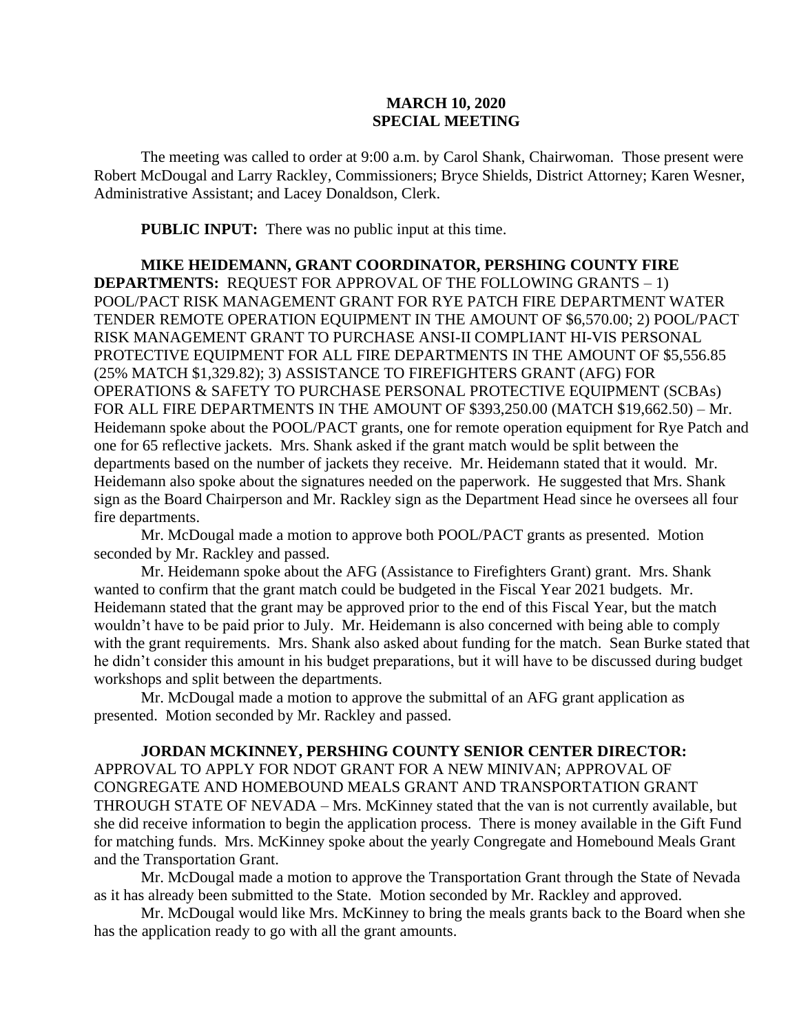**MARCH 10, 2020**
**SPECIAL MEETING**

The meeting was called to order at 9:00 a.m. by Carol Shank, Chairwoman. Those present were Robert McDougal and Larry Rackley, Commissioners; Bryce Shields, District Attorney; Karen Wesner, Administrative Assistant; and Lacey Donaldson, Clerk.

**PUBLIC INPUT:** There was no public input at this time.

**MIKE HEIDEMANN, GRANT COORDINATOR, PERSHING COUNTY FIRE DEPARTMENTS:** REQUEST FOR APPROVAL OF THE FOLLOWING GRANTS – 1) POOL/PACT RISK MANAGEMENT GRANT FOR RYE PATCH FIRE DEPARTMENT WATER TENDER REMOTE OPERATION EQUIPMENT IN THE AMOUNT OF $6,570.00; 2) POOL/PACT RISK MANAGEMENT GRANT TO PURCHASE ANSI-II COMPLIANT HI-VIS PERSONAL PROTECTIVE EQUIPMENT FOR ALL FIRE DEPARTMENTS IN THE AMOUNT OF $5,556.85 (25% MATCH $1,329.82); 3) ASSISTANCE TO FIREFIGHTERS GRANT (AFG) FOR OPERATIONS & SAFETY TO PURCHASE PERSONAL PROTECTIVE EQUIPMENT (SCBAs) FOR ALL FIRE DEPARTMENTS IN THE AMOUNT OF $393,250.00 (MATCH $19,662.50) – Mr. Heidemann spoke about the POOL/PACT grants, one for remote operation equipment for Rye Patch and one for 65 reflective jackets. Mrs. Shank asked if the grant match would be split between the departments based on the number of jackets they receive. Mr. Heidemann stated that it would. Mr. Heidemann also spoke about the signatures needed on the paperwork. He suggested that Mrs. Shank sign as the Board Chairperson and Mr. Rackley sign as the Department Head since he oversees all four fire departments.

Mr. McDougal made a motion to approve both POOL/PACT grants as presented. Motion seconded by Mr. Rackley and passed.

Mr. Heidemann spoke about the AFG (Assistance to Firefighters Grant) grant. Mrs. Shank wanted to confirm that the grant match could be budgeted in the Fiscal Year 2021 budgets. Mr. Heidemann stated that the grant may be approved prior to the end of this Fiscal Year, but the match wouldn't have to be paid prior to July. Mr. Heidemann is also concerned with being able to comply with the grant requirements. Mrs. Shank also asked about funding for the match. Sean Burke stated that he didn't consider this amount in his budget preparations, but it will have to be discussed during budget workshops and split between the departments.

Mr. McDougal made a motion to approve the submittal of an AFG grant application as presented. Motion seconded by Mr. Rackley and passed.

**JORDAN MCKINNEY, PERSHING COUNTY SENIOR CENTER DIRECTOR:** APPROVAL TO APPLY FOR NDOT GRANT FOR A NEW MINIVAN; APPROVAL OF CONGREGATE AND HOMEBOUND MEALS GRANT AND TRANSPORTATION GRANT THROUGH STATE OF NEVADA – Mrs. McKinney stated that the van is not currently available, but she did receive information to begin the application process. There is money available in the Gift Fund for matching funds. Mrs. McKinney spoke about the yearly Congregate and Homebound Meals Grant and the Transportation Grant.

Mr. McDougal made a motion to approve the Transportation Grant through the State of Nevada as it has already been submitted to the State. Motion seconded by Mr. Rackley and approved.

Mr. McDougal would like Mrs. McKinney to bring the meals grants back to the Board when she has the application ready to go with all the grant amounts.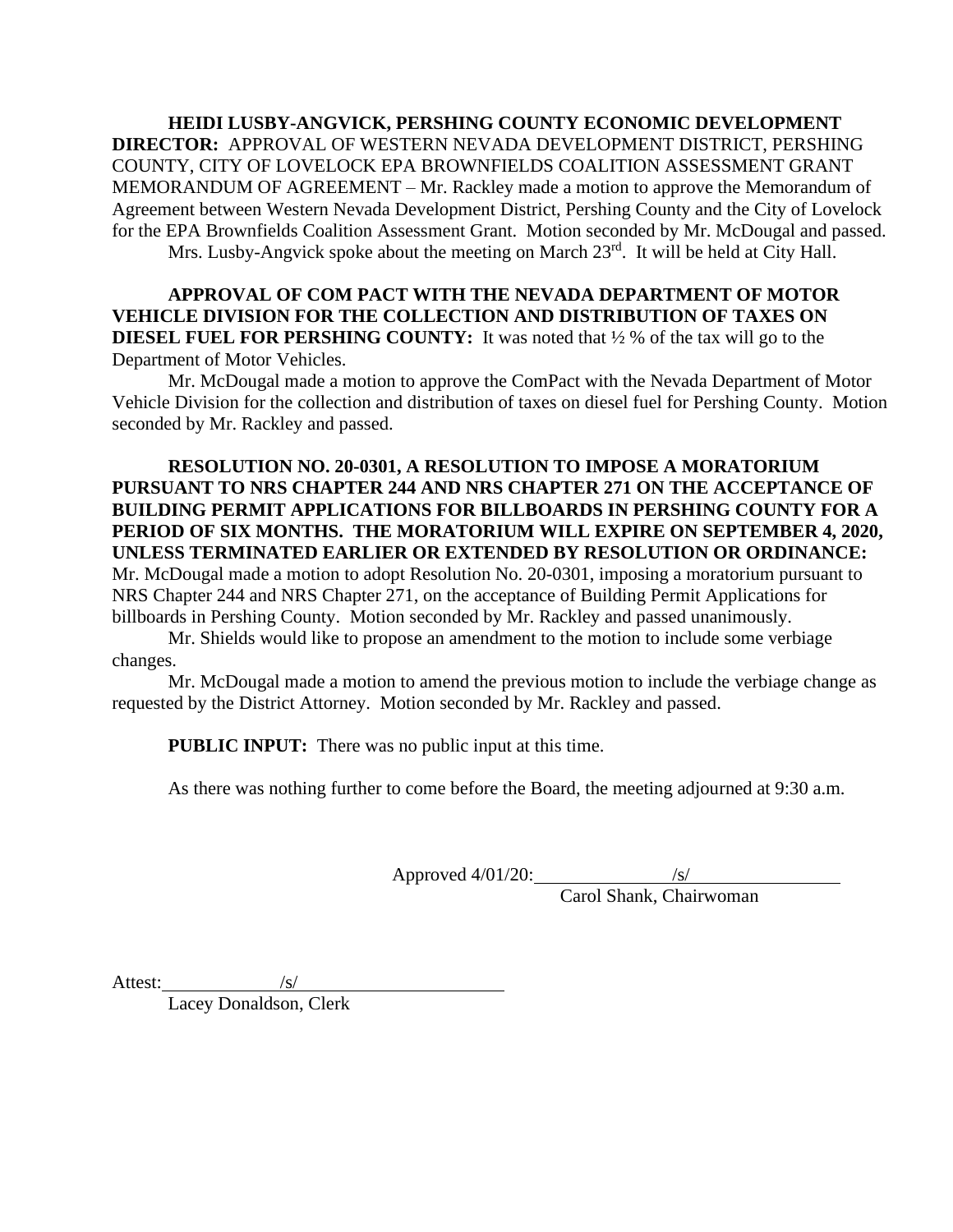**HEIDI LUSBY-ANGVICK, PERSHING COUNTY ECONOMIC DEVELOPMENT DIRECTOR:** APPROVAL OF WESTERN NEVADA DEVELOPMENT DISTRICT, PERSHING COUNTY, CITY OF LOVELOCK EPA BROWNFIELDS COALITION ASSESSMENT GRANT MEMORANDUM OF AGREEMENT – Mr. Rackley made a motion to approve the Memorandum of Agreement between Western Nevada Development District, Pershing County and the City of Lovelock for the EPA Brownfields Coalition Assessment Grant. Motion seconded by Mr. McDougal and passed.

Mrs. Lusby-Angvick spoke about the meeting on March 23rd. It will be held at City Hall.

**APPROVAL OF COM PACT WITH THE NEVADA DEPARTMENT OF MOTOR VEHICLE DIVISION FOR THE COLLECTION AND DISTRIBUTION OF TAXES ON DIESEL FUEL FOR PERSHING COUNTY:** It was noted that ½ % of the tax will go to the Department of Motor Vehicles.

Mr. McDougal made a motion to approve the ComPact with the Nevada Department of Motor Vehicle Division for the collection and distribution of taxes on diesel fuel for Pershing County. Motion seconded by Mr. Rackley and passed.

**RESOLUTION NO. 20-0301, A RESOLUTION TO IMPOSE A MORATORIUM PURSUANT TO NRS CHAPTER 244 AND NRS CHAPTER 271 ON THE ACCEPTANCE OF BUILDING PERMIT APPLICATIONS FOR BILLBOARDS IN PERSHING COUNTY FOR A PERIOD OF SIX MONTHS. THE MORATORIUM WILL EXPIRE ON SEPTEMBER 4, 2020, UNLESS TERMINATED EARLIER OR EXTENDED BY RESOLUTION OR ORDINANCE:** Mr. McDougal made a motion to adopt Resolution No. 20-0301, imposing a moratorium pursuant to NRS Chapter 244 and NRS Chapter 271, on the acceptance of Building Permit Applications for billboards in Pershing County. Motion seconded by Mr. Rackley and passed unanimously.

Mr. Shields would like to propose an amendment to the motion to include some verbiage changes.

Mr. McDougal made a motion to amend the previous motion to include the verbiage change as requested by the District Attorney. Motion seconded by Mr. Rackley and passed.

**PUBLIC INPUT:** There was no public input at this time.

As there was nothing further to come before the Board, the meeting adjourned at 9:30 a.m.

Approved 4/01/20: /s/
Carol Shank, Chairwoman

Attest: /s/
Lacey Donaldson, Clerk